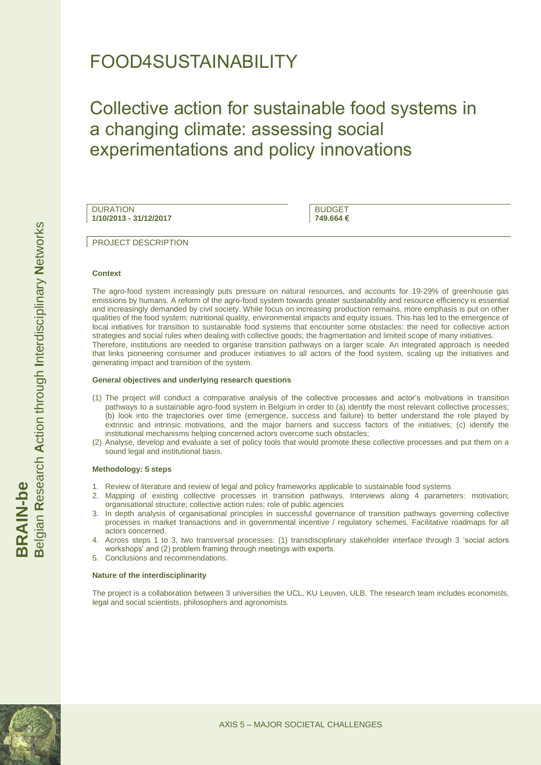# FOOD4SUSTAINABILITY

## Collective action for sustainable food systems in a changing climate: assessing social experimentations and policy innovations

DURATION
**1/10/2013 - 31/12/2017**

BUDGET
**749.664 €**

PROJECT DESCRIPTION

**Context**

The agro-food system increasingly puts pressure on natural resources, and accounts for 19-29% of greenhouse gas emissions by humans. A reform of the agro-food system towards greater sustainability and resource efficiency is essential and increasingly demanded by civil society. While focus on increasing production remains, more emphasis is put on other qualities of the food system: nutritional quality, environmental impacts and equity issues. This has led to the emergence of local initiatives for transition to sustainable food systems that encounter some obstacles: the need for collective action strategies and social rules when dealing with collective goods; the fragmentation and limited scope of many initiatives.
Therefore, institutions are needed to organise transition pathways on a larger scale. An integrated approach is needed that links pioneering consumer and producer initiatives to all actors of the food system, scaling up the initiatives and generating impact and transition of the system.

**General objectives and underlying research questions**

(1) The project will conduct a comparative analysis of the collective processes and actor's motivations in transition pathways to a sustainable agro-food system in Belgium in order to (a) identify the most relevant collective processes; (b) look into the trajectories over time (emergence, success and failure) to better understand the role played by extrinsic and intrinsic motivations, and the major barriers and success factors of the initiatives; (c) identify the institutional mechanisms helping concerned actors overcome such obstacles;
(2) Analyse, develop and evaluate a set of policy tools that would promote these collective processes and put them on a sound legal and institutional basis.

**Methodology: 5 steps**

1. Review of literature and review of legal and policy frameworks applicable to sustainable food systems
2. Mapping of existing collective processes in transition pathways. Interviews along 4 parameters: motivation; organisational structure; collective action rules; role of public agencies
3. In depth analysis of organisational principles in successful governance of transition pathways governing collective processes in market transactions and in governmental incentive / regulatory schemes. Facilitative roadmaps for all actors concerned.
4. Across steps 1 to 3, two transversal processes: (1) transdisciplinary stakeholder interface through 3 'social actors workshops' and (2) problem framing through meetings with experts.
5. Conclusions and recommendations.

**Nature of the interdisciplinarity**

The project is a collaboration between 3 universities the UCL, KU Leuven, ULB. The research team includes economists, legal and social scientists, philosophers and agronomists.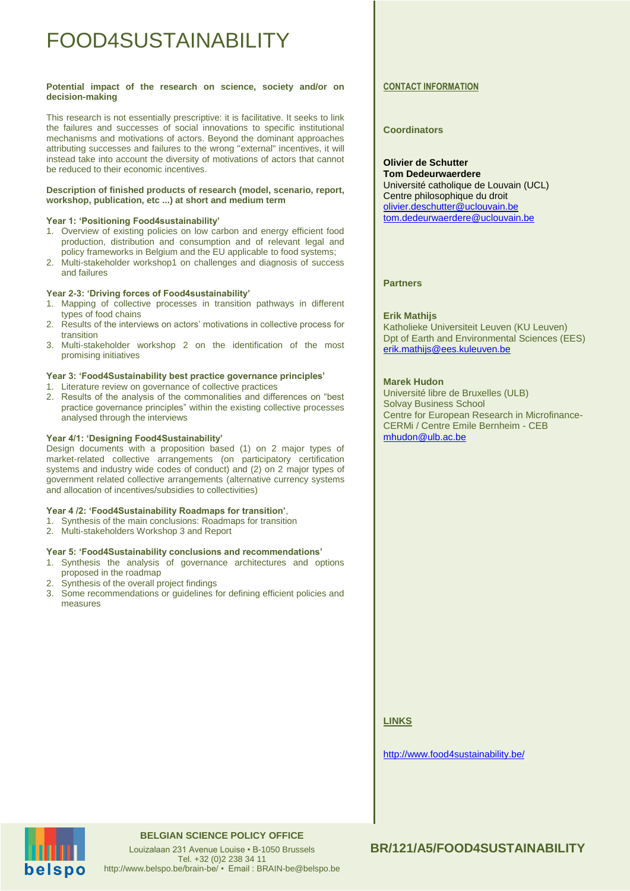# FOOD4SUSTAINABILITY

**Potential impact of the research on science, society and/or on decision-making**

This research is not essentially prescriptive: it is facilitative. It seeks to link the failures and successes of social innovations to specific institutional mechanisms and motivations of actors. Beyond the dominant approaches attributing successes and failures to the wrong "external" incentives, it will instead take into account the diversity of motivations of actors that cannot be reduced to their economic incentives.

**Description of finished products of research (model, scenario, report, workshop, publication, etc ...) at short and medium term**

**Year 1: 'Positioning Food4sustainability'**

1. Overview of existing policies on low carbon and energy efficient food production, distribution and consumption and of relevant legal and policy frameworks in Belgium and the EU applicable to food systems;
2. Multi-stakeholder workshop1 on challenges and diagnosis of success and failures

**Year 2-3: 'Driving forces of Food4sustainability'**

1. Mapping of collective processes in transition pathways in different types of food chains
2. Results of the interviews on actors' motivations in collective process for transition
3. Multi-stakeholder workshop 2 on the identification of the most promising initiatives

**Year 3: 'Food4Sustainability best practice governance principles'**

1. Literature review on governance of collective practices
2. Results of the analysis of the commonalities and differences on "best practice governance principles" within the existing collective processes analysed through the interviews

**Year 4/1: 'Designing Food4Sustainability'**

Design documents with a proposition based (1) on 2 major types of market-related collective arrangements (on participatory certification systems and industry wide codes of conduct) and (2) on 2 major types of government related collective arrangements (alternative currency systems and allocation of incentives/subsidies to collectivities)

**Year 4 /2: 'Food4Sustainability Roadmaps for transition'**,

1. Synthesis of the main conclusions: Roadmaps for transition
2. Multi-stakeholders Workshop 3 and Report

**Year 5: 'Food4Sustainability conclusions and recommendations'**

1. Synthesis the analysis of governance architectures and options proposed in the roadmap
2. Synthesis of the overall project findings
3. Some recommendations or guidelines for defining efficient policies and measures

## CONTACT INFORMATION

### Coordinators

**Olivier de Schutter**
**Tom Dedeurwaerdere**
Université catholique de Louvain (UCL)
Centre philosophique du droit
olivier.deschutter@uclouvain.be
tom.dedeurwaerdere@uclouvain.be

### Partners

**Erik Mathijs**
Katholieke Universiteit Leuven (KU Leuven)
Dpt of Earth and Environmental Sciences (EES)
erik.mathijs@ees.kuleuven.be

**Marek Hudon**
Université libre de Bruxelles (ULB)
Solvay Business School
Centre for European Research in Microfinance-CERMi / Centre Emile Bernheim - CEB
mhudon@ulb.ac.be

## LINKS

http://www.food4sustainability.be/

**BELGIAN SCIENCE POLICY OFFICE**
Louizalaan 231 Avenue Louise • B-1050 Brussels
Tel. +32 (0)2 238 34 11
http://www.belspo.be/brain-be/ • Email : BRAIN-be@belspo.be

**BR/121/A5/FOOD4SUSTAINABILITY**